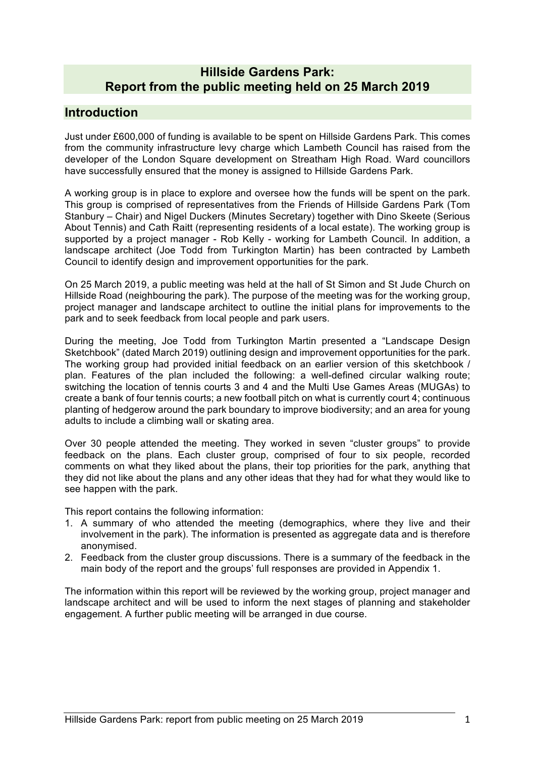# Hillside Gardens Park: Report from the public meeting held on 25 March 2019

## Introduction

Just under £600,000 of funding is available to be spent on Hillside Gardens Park. This comes from the community infrastructure levy charge which Lambeth Council has raised from the developer of the London Square development on Streatham High Road. Ward councillors have successfully ensured that the money is assigned to Hillside Gardens Park.

A working group is in place to explore and oversee how the funds will be spent on the park. This group is comprised of representatives from the Friends of Hillside Gardens Park (Tom Stanbury – Chair) and Nigel Duckers (Minutes Secretary) together with Dino Skeete (Serious About Tennis) and Cath Raitt (representing residents of a local estate). The working group is supported by a project manager - Rob Kelly - working for Lambeth Council. In addition, a landscape architect (Joe Todd from Turkington Martin) has been contracted by Lambeth Council to identify design and improvement opportunities for the park.

On 25 March 2019, a public meeting was held at the hall of St Simon and St Jude Church on Hillside Road (neighbouring the park). The purpose of the meeting was for the working group, project manager and landscape architect to outline the initial plans for improvements to the park and to seek feedback from local people and park users.

During the meeting, Joe Todd from Turkington Martin presented a "Landscape Design Sketchbook" (dated March 2019) outlining design and improvement opportunities for the park. The working group had provided initial feedback on an earlier version of this sketchbook / plan. Features of the plan included the following: a well-defined circular walking route; switching the location of tennis courts 3 and 4 and the Multi Use Games Areas (MUGAs) to create a bank of four tennis courts; a new football pitch on what is currently court 4; continuous planting of hedgerow around the park boundary to improve biodiversity; and an area for young adults to include a climbing wall or skating area.

Over 30 people attended the meeting. They worked in seven "cluster groups" to provide feedback on the plans. Each cluster group, comprised of four to six people, recorded comments on what they liked about the plans, their top priorities for the park, anything that they did not like about the plans and any other ideas that they had for what they would like to see happen with the park.

This report contains the following information:

1. A summary of who attended the meeting (demographics, where they live and their involvement in the park). The information is presented as aggregate data and is therefore anonymised.
2. Feedback from the cluster group discussions. There is a summary of the feedback in the main body of the report and the groups' full responses are provided in Appendix 1.

The information within this report will be reviewed by the working group, project manager and landscape architect and will be used to inform the next stages of planning and stakeholder engagement. A further public meeting will be arranged in due course.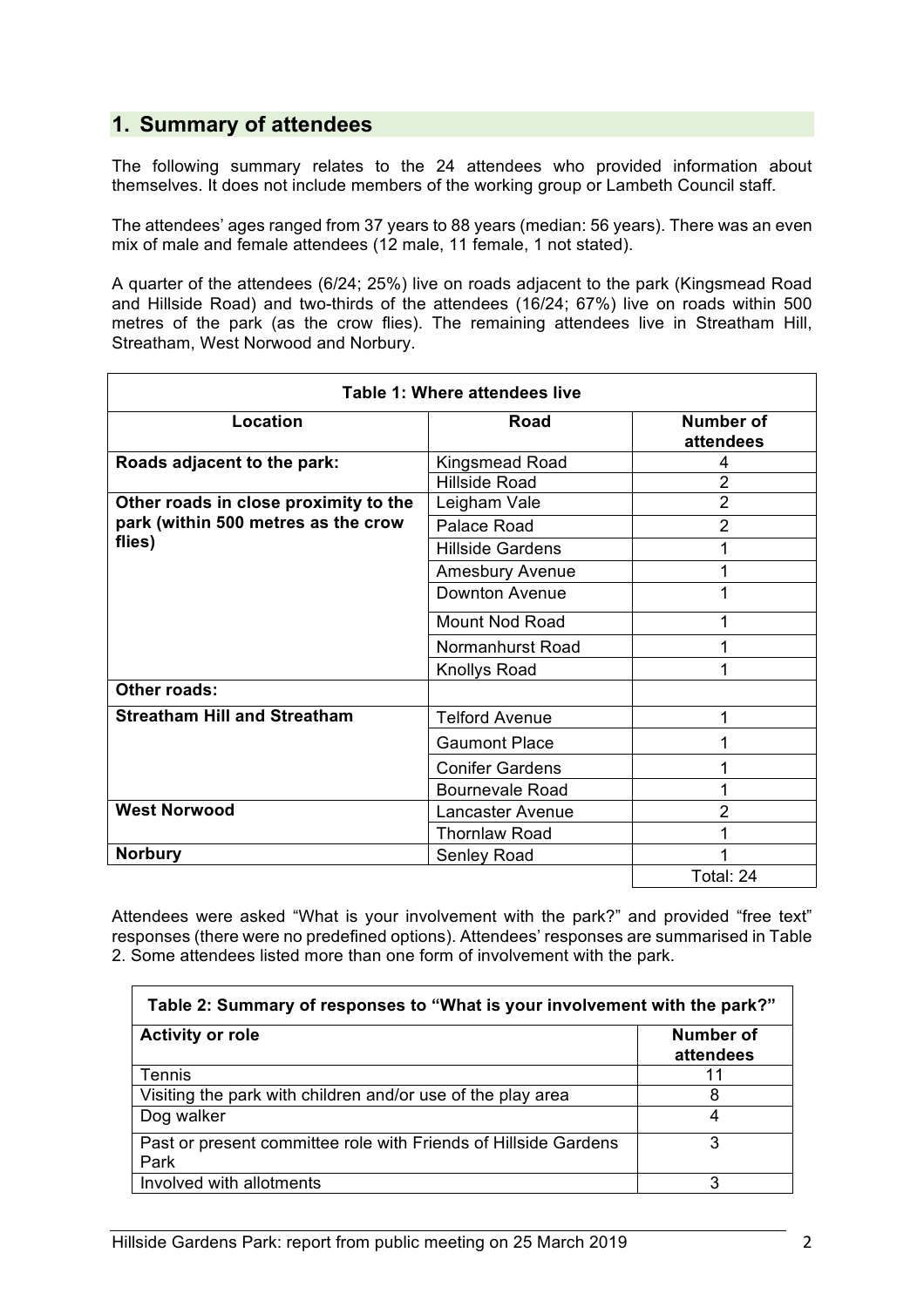## 1. Summary of attendees

The following summary relates to the 24 attendees who provided information about themselves. It does not include members of the working group or Lambeth Council staff.

The attendees' ages ranged from 37 years to 88 years (median: 56 years). There was an even mix of male and female attendees (12 male, 11 female, 1 not stated).

A quarter of the attendees (6/24; 25%) live on roads adjacent to the park (Kingsmead Road and Hillside Road) and two-thirds of the attendees (16/24; 67%) live on roads within 500 metres of the park (as the crow flies). The remaining attendees live in Streatham Hill, Streatham, West Norwood and Norbury.

**Table 1: Where attendees live**

| Location | Road | Number of attendees |
|---|---|---|
| **Roads adjacent to the park:** | Kingsmead Road | 4 |
| | Hillside Road | 2 |
| **Other roads in close proximity to the park (within 500 metres as the crow flies)** | Leigham Vale | 2 |
| | Palace Road | 2 |
| | Hillside Gardens | 1 |
| | Amesbury Avenue | 1 |
| | Downton Avenue | 1 |
| | Mount Nod Road | 1 |
| | Normanhurst Road | 1 |
| | Knollys Road | 1 |
| **Other roads:** | | |
| **Streatham Hill and Streatham** | Telford Avenue | 1 |
| | Gaumont Place | 1 |
| | Conifer Gardens | 1 |
| | Bournevale Road | 1 |
| **West Norwood** | Lancaster Avenue | 2 |
| | Thornlaw Road | 1 |
| **Norbury** | Senley Road | 1 |
| | | Total: 24 |

Attendees were asked "What is your involvement with the park?" and provided "free text" responses (there were no predefined options). Attendees' responses are summarised in Table 2. Some attendees listed more than one form of involvement with the park.

**Table 2: Summary of responses to "What is your involvement with the park?"**

| Activity or role | Number of attendees |
|---|---|
| Tennis | 11 |
| Visiting the park with children and/or use of the play area | 8 |
| Dog walker | 4 |
| Past or present committee role with Friends of Hillside Gardens Park | 3 |
| Involved with allotments | 3 |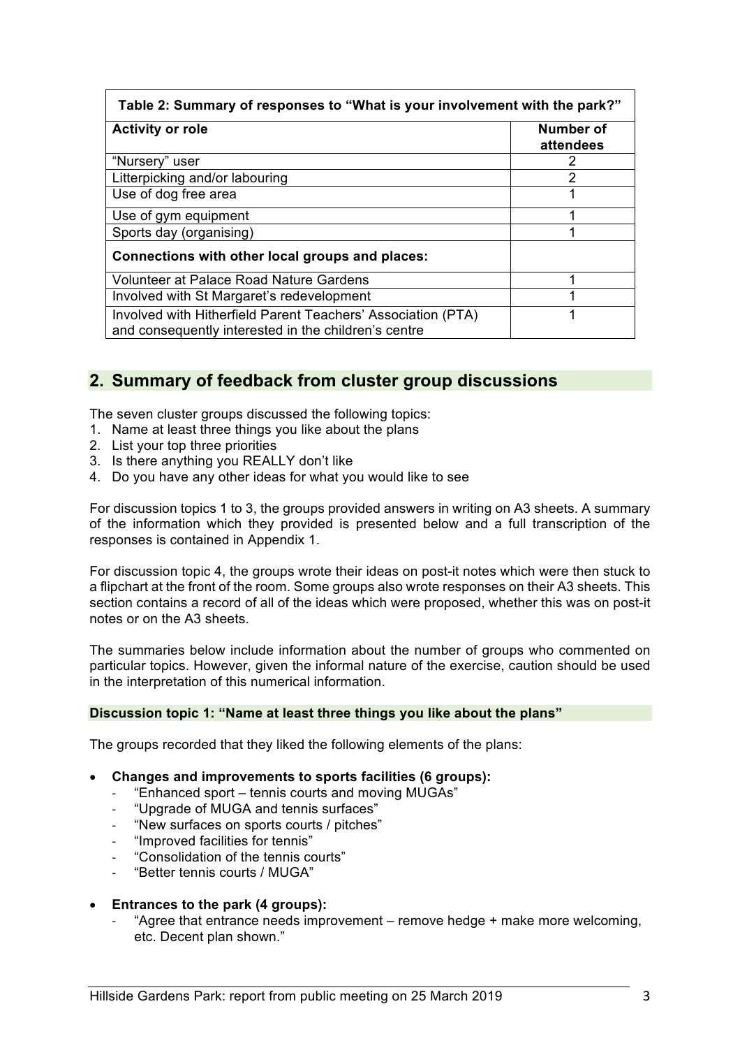| Table 2: Summary of responses to "What is your involvement with the park?" | |
|---|---|
| **Activity or role** | **Number of attendees** |
| "Nursery" user | 2 |
| Litterpicking and/or labouring | 2 |
| Use of dog free area | 1 |
| Use of gym equipment | 1 |
| Sports day (organising) | 1 |
| **Connections with other local groups and places:** | |
| Volunteer at Palace Road Nature Gardens | 1 |
| Involved with St Margaret's redevelopment | 1 |
| Involved with Hitherfield Parent Teachers' Association (PTA) and consequently interested in the children's centre | 1 |

## 2. Summary of feedback from cluster group discussions

The seven cluster groups discussed the following topics:

1. Name at least three things you like about the plans
2. List your top three priorities
3. Is there anything you REALLY don't like
4. Do you have any other ideas for what you would like to see

For discussion topics 1 to 3, the groups provided answers in writing on A3 sheets. A summary of the information which they provided is presented below and a full transcription of the responses is contained in Appendix 1.

For discussion topic 4, the groups wrote their ideas on post-it notes which were then stuck to a flipchart at the front of the room. Some groups also wrote responses on their A3 sheets. This section contains a record of all of the ideas which were proposed, whether this was on post-it notes or on the A3 sheets.

The summaries below include information about the number of groups who commented on particular topics. However, given the informal nature of the exercise, caution should be used in the interpretation of this numerical information.

### Discussion topic 1: "Name at least three things you like about the plans"

The groups recorded that they liked the following elements of the plans:

- **Changes and improvements to sports facilities (6 groups):**
  - "Enhanced sport – tennis courts and moving MUGAs"
  - "Upgrade of MUGA and tennis surfaces"
  - "New surfaces on sports courts / pitches"
  - "Improved facilities for tennis"
  - "Consolidation of the tennis courts"
  - "Better tennis courts / MUGA"

- **Entrances to the park (4 groups):**
  - "Agree that entrance needs improvement – remove hedge + make more welcoming, etc. Decent plan shown."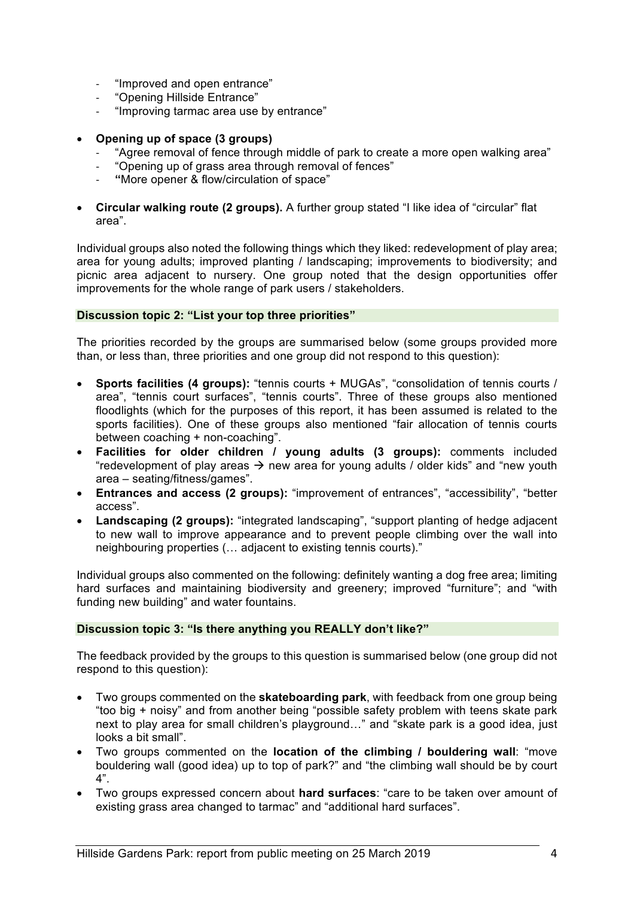- "Improved and open entrance"
- "Opening Hillside Entrance"
- "Improving tarmac area use by entrance"

- **Opening up of space (3 groups)**
  - "Agree removal of fence through middle of park to create a more open walking area"
  - "Opening up of grass area through removal of fences"
  - **"**More opener & flow/circulation of space"

- **Circular walking route (2 groups).** A further group stated "I like idea of "circular" flat area".

Individual groups also noted the following things which they liked: redevelopment of play area; area for young adults; improved planting / landscaping; improvements to biodiversity; and picnic area adjacent to nursery. One group noted that the design opportunities offer improvements for the whole range of park users / stakeholders.

**Discussion topic 2: "List your top three priorities"**

The priorities recorded by the groups are summarised below (some groups provided more than, or less than, three priorities and one group did not respond to this question):

- **Sports facilities (4 groups):** "tennis courts + MUGAs", "consolidation of tennis courts / area", "tennis court surfaces", "tennis courts". Three of these groups also mentioned floodlights (which for the purposes of this report, it has been assumed is related to the sports facilities). One of these groups also mentioned "fair allocation of tennis courts between coaching + non-coaching".
- **Facilities for older children / young adults (3 groups):** comments included "redevelopment of play areas → new area for young adults / older kids" and "new youth area – seating/fitness/games".
- **Entrances and access (2 groups):** "improvement of entrances", "accessibility", "better access".
- **Landscaping (2 groups):** "integrated landscaping", "support planting of hedge adjacent to new wall to improve appearance and to prevent people climbing over the wall into neighbouring properties (… adjacent to existing tennis courts)."

Individual groups also commented on the following: definitely wanting a dog free area; limiting hard surfaces and maintaining biodiversity and greenery; improved "furniture"; and "with funding new building" and water fountains.

**Discussion topic 3: "Is there anything you REALLY don't like?"**

The feedback provided by the groups to this question is summarised below (one group did not respond to this question):

- Two groups commented on the **skateboarding park**, with feedback from one group being "too big + noisy" and from another being "possible safety problem with teens skate park next to play area for small children's playground…" and "skate park is a good idea, just looks a bit small".
- Two groups commented on the **location of the climbing / bouldering wall**: "move bouldering wall (good idea) up to top of park?" and "the climbing wall should be by court 4".
- Two groups expressed concern about **hard surfaces**: "care to be taken over amount of existing grass area changed to tarmac" and "additional hard surfaces".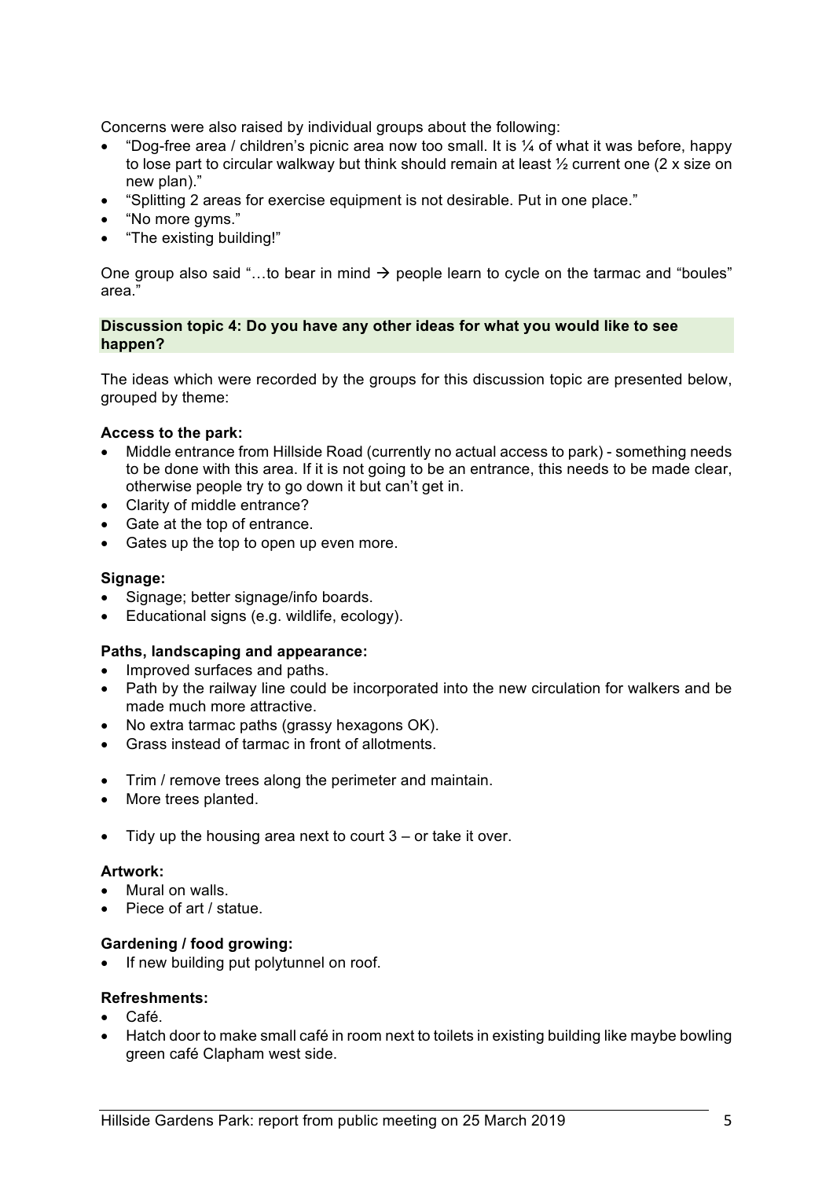Concerns were also raised by individual groups about the following:

- "Dog-free area / children's picnic area now too small. It is ¼ of what it was before, happy to lose part to circular walkway but think should remain at least ½ current one (2 x size on new plan)."
- "Splitting 2 areas for exercise equipment is not desirable. Put in one place."
- "No more gyms."
- "The existing building!"

One group also said "…to bear in mind → people learn to cycle on the tarmac and "boules" area."

**Discussion topic 4: Do you have any other ideas for what you would like to see happen?**

The ideas which were recorded by the groups for this discussion topic are presented below, grouped by theme:

**Access to the park:**

- Middle entrance from Hillside Road (currently no actual access to park) - something needs to be done with this area. If it is not going to be an entrance, this needs to be made clear, otherwise people try to go down it but can't get in.
- Clarity of middle entrance?
- Gate at the top of entrance.
- Gates up the top to open up even more.

**Signage:**

- Signage; better signage/info boards.
- Educational signs (e.g. wildlife, ecology).

**Paths, landscaping and appearance:**

- Improved surfaces and paths.
- Path by the railway line could be incorporated into the new circulation for walkers and be made much more attractive.
- No extra tarmac paths (grassy hexagons OK).
- Grass instead of tarmac in front of allotments.

- Trim / remove trees along the perimeter and maintain.
- More trees planted.

- Tidy up the housing area next to court 3 – or take it over.

**Artwork:**

- Mural on walls.
- Piece of art / statue.

**Gardening / food growing:**

- If new building put polytunnel on roof.

**Refreshments:**

- Café.
- Hatch door to make small café in room next to toilets in existing building like maybe bowling green café Clapham west side.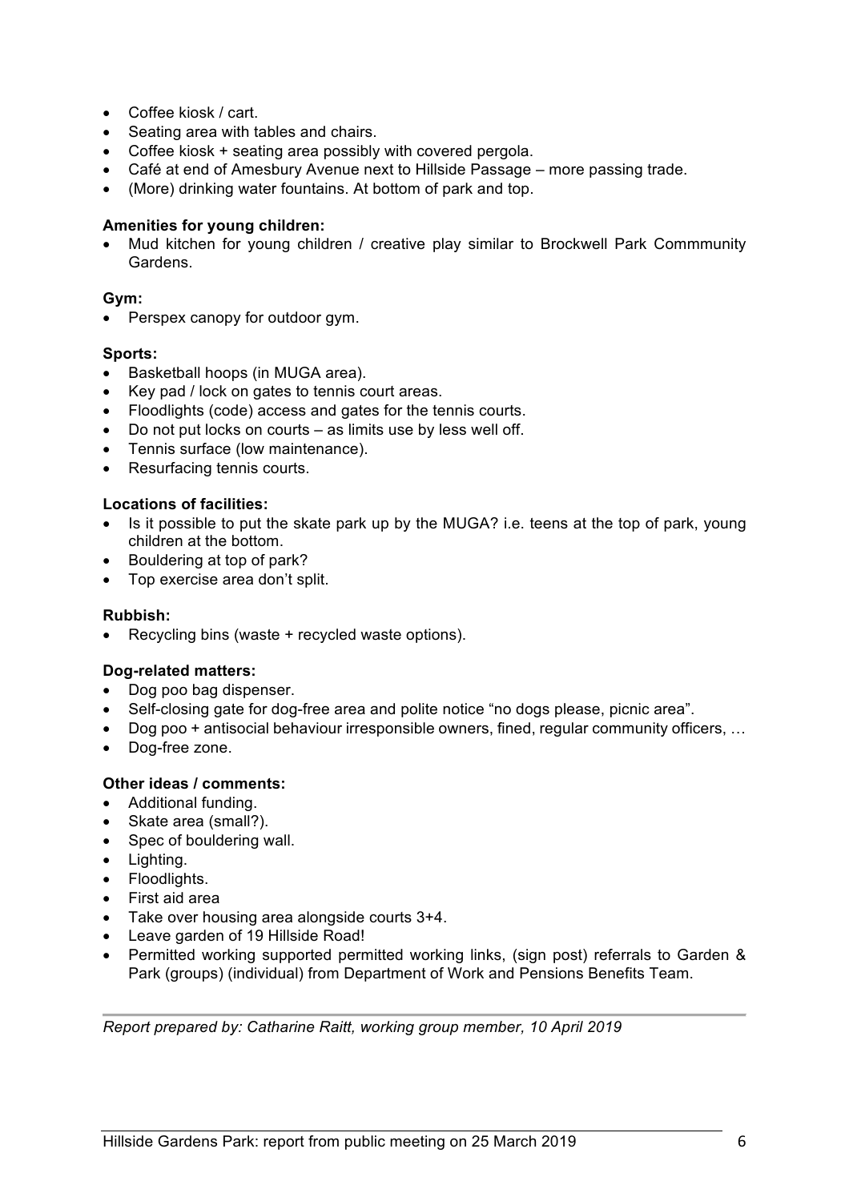- Coffee kiosk / cart.
- Seating area with tables and chairs.
- Coffee kiosk + seating area possibly with covered pergola.
- Café at end of Amesbury Avenue next to Hillside Passage – more passing trade.
- (More) drinking water fountains. At bottom of park and top.

**Amenities for young children:**

- Mud kitchen for young children / creative play similar to Brockwell Park Commmunity Gardens.

**Gym:**

- Perspex canopy for outdoor gym.

**Sports:**

- Basketball hoops (in MUGA area).
- Key pad / lock on gates to tennis court areas.
- Floodlights (code) access and gates for the tennis courts.
- Do not put locks on courts – as limits use by less well off.
- Tennis surface (low maintenance).
- Resurfacing tennis courts.

**Locations of facilities:**

- Is it possible to put the skate park up by the MUGA? i.e. teens at the top of park, young children at the bottom.
- Bouldering at top of park?
- Top exercise area don't split.

**Rubbish:**

- Recycling bins (waste + recycled waste options).

**Dog-related matters:**

- Dog poo bag dispenser.
- Self-closing gate for dog-free area and polite notice "no dogs please, picnic area".
- Dog poo + antisocial behaviour irresponsible owners, fined, regular community officers, …
- Dog-free zone.

**Other ideas / comments:**

- Additional funding.
- Skate area (small?).
- Spec of bouldering wall.
- Lighting.
- Floodlights.
- First aid area
- Take over housing area alongside courts 3+4.
- Leave garden of 19 Hillside Road!
- Permitted working supported permitted working links, (sign post) referrals to Garden & Park (groups) (individual) from Department of Work and Pensions Benefits Team.

---

*Report prepared by: Catharine Raitt, working group member, 10 April 2019*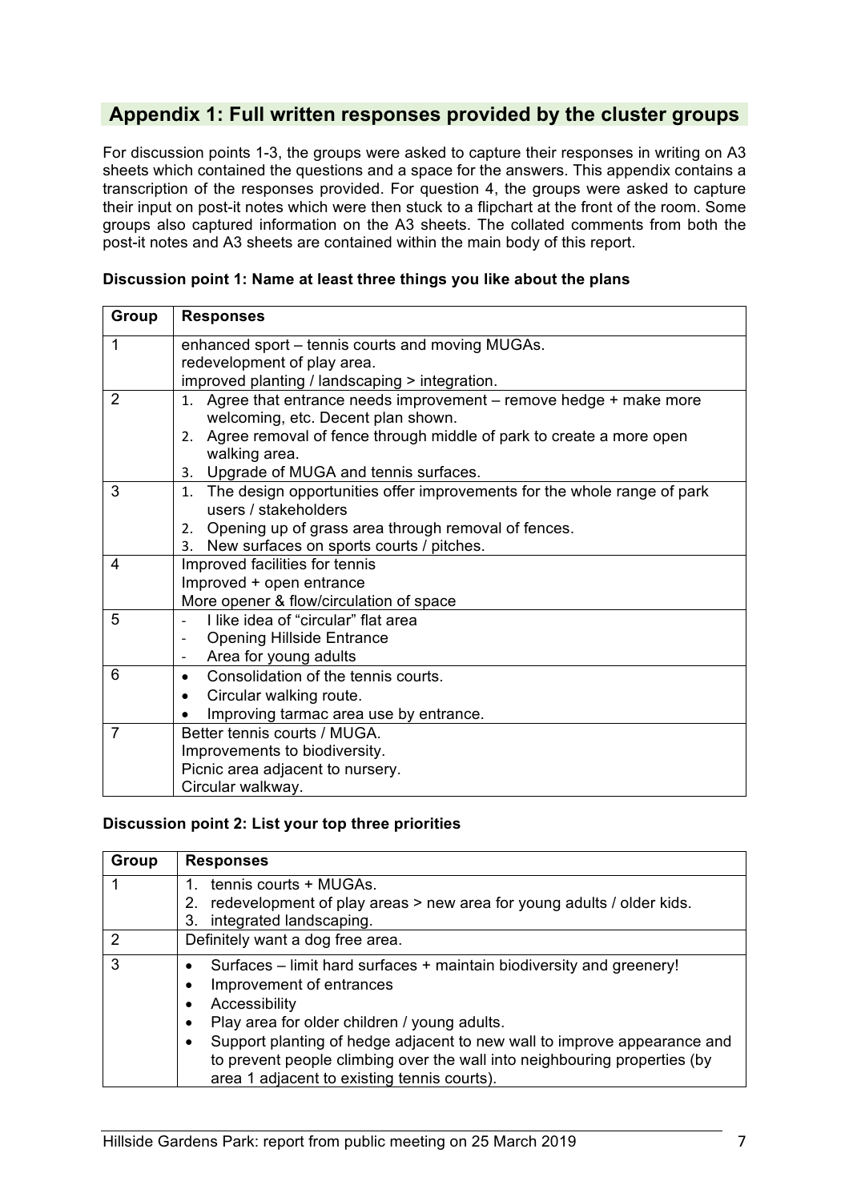## Appendix 1: Full written responses provided by the cluster groups

For discussion points 1-3, the groups were asked to capture their responses in writing on A3 sheets which contained the questions and a space for the answers. This appendix contains a transcription of the responses provided. For question 4, the groups were asked to capture their input on post-it notes which were then stuck to a flipchart at the front of the room. Some groups also captured information on the A3 sheets. The collated comments from both the post-it notes and A3 sheets are contained within the main body of this report.

**Discussion point 1: Name at least three things you like about the plans**

| Group | Responses |
|---|---|
| 1 | enhanced sport – tennis courts and moving MUGAs.<br>redevelopment of play area.<br>improved planting / landscaping > integration. |
| 2 | 1. Agree that entrance needs improvement – remove hedge + make more welcoming, etc. Decent plan shown.<br>2. Agree removal of fence through middle of park to create a more open walking area.<br>3. Upgrade of MUGA and tennis surfaces. |
| 3 | 1. The design opportunities offer improvements for the whole range of park users / stakeholders<br>2. Opening up of grass area through removal of fences.<br>3. New surfaces on sports courts / pitches. |
| 4 | Improved facilities for tennis<br>Improved + open entrance<br>More opener & flow/circulation of space |
| 5 | - I like idea of "circular" flat area<br>- Opening Hillside Entrance<br>- Area for young adults |
| 6 | • Consolidation of the tennis courts.<br>• Circular walking route.<br>• Improving tarmac area use by entrance. |
| 7 | Better tennis courts / MUGA.<br>Improvements to biodiversity.<br>Picnic area adjacent to nursery.<br>Circular walkway. |

**Discussion point 2: List your top three priorities**

| Group | Responses |
|---|---|
| 1 | 1. tennis courts + MUGAs.<br>2. redevelopment of play areas > new area for young adults / older kids.<br>3. integrated landscaping. |
| 2 | Definitely want a dog free area. |
| 3 | • Surfaces – limit hard surfaces + maintain biodiversity and greenery!<br>• Improvement of entrances<br>• Accessibility<br>• Play area for older children / young adults.<br>• Support planting of hedge adjacent to new wall to improve appearance and to prevent people climbing over the wall into neighbouring properties (by area 1 adjacent to existing tennis courts). |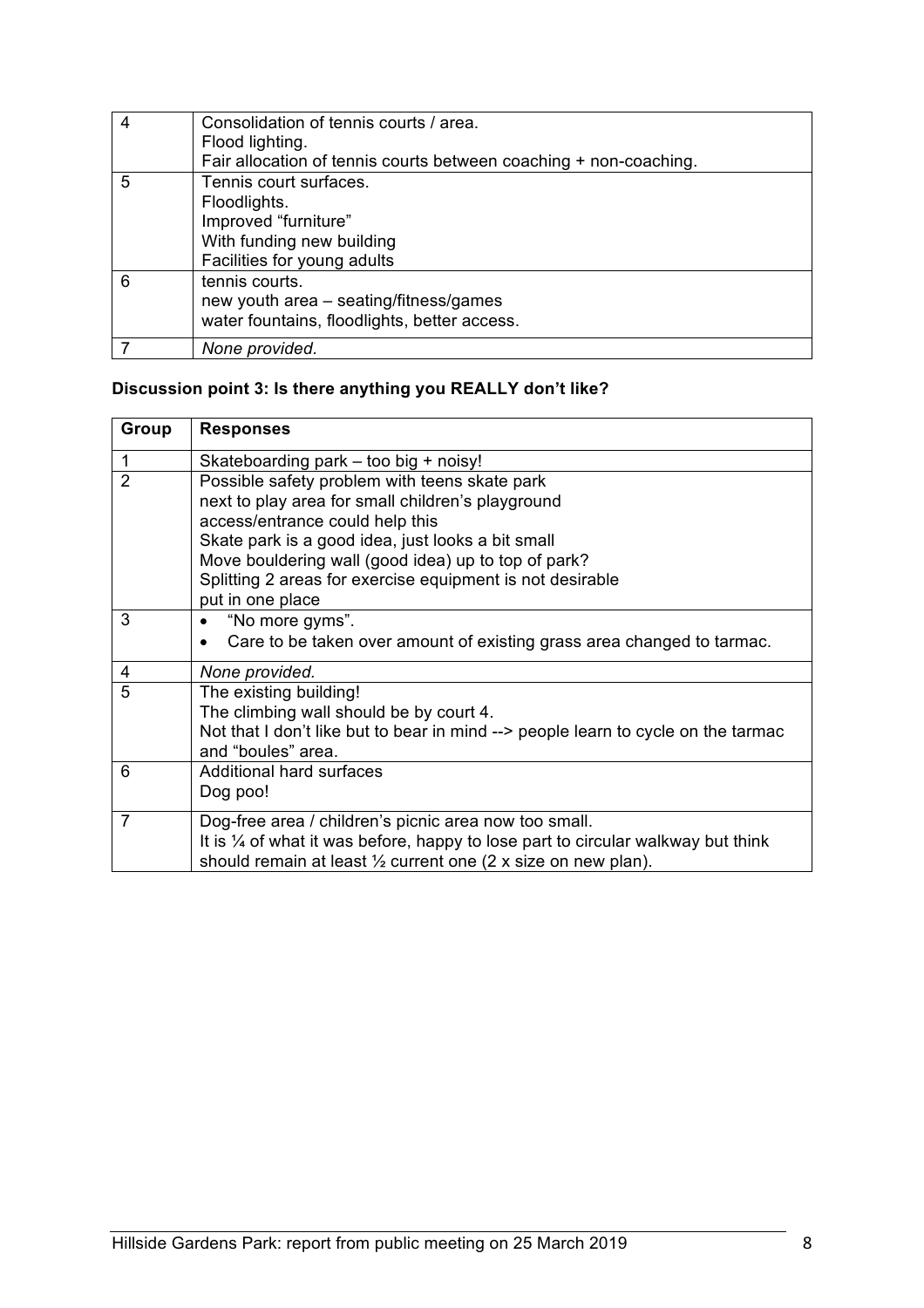| | |
|---|---|
| 4 | Consolidation of tennis courts / area.<br>Flood lighting.<br>Fair allocation of tennis courts between coaching + non-coaching. |
| 5 | Tennis court surfaces.<br>Floodlights.<br>Improved "furniture"<br>With funding new building<br>Facilities for young adults |
| 6 | tennis courts.<br>new youth area – seating/fitness/games<br>water fountains, floodlights, better access. |
| 7 | *None provided.* |

**Discussion point 3: Is there anything you REALLY don't like?**

| Group | Responses |
|---|---|
| 1 | Skateboarding park – too big + noisy! |
| 2 | Possible safety problem with teens skate park<br>next to play area for small children's playground<br>access/entrance could help this<br>Skate park is a good idea, just looks a bit small<br>Move bouldering wall (good idea) up to top of park?<br>Splitting 2 areas for exercise equipment is not desirable<br>put in one place |
| 3 | • "No more gyms".<br>• Care to be taken over amount of existing grass area changed to tarmac. |
| 4 | *None provided.* |
| 5 | The existing building!<br>The climbing wall should be by court 4.<br>Not that I don't like but to bear in mind --> people learn to cycle on the tarmac and "boules" area. |
| 6 | Additional hard surfaces<br>Dog poo! |
| 7 | Dog-free area / children's picnic area now too small.<br>It is ¼ of what it was before, happy to lose part to circular walkway but think should remain at least ½ current one (2 x size on new plan). |